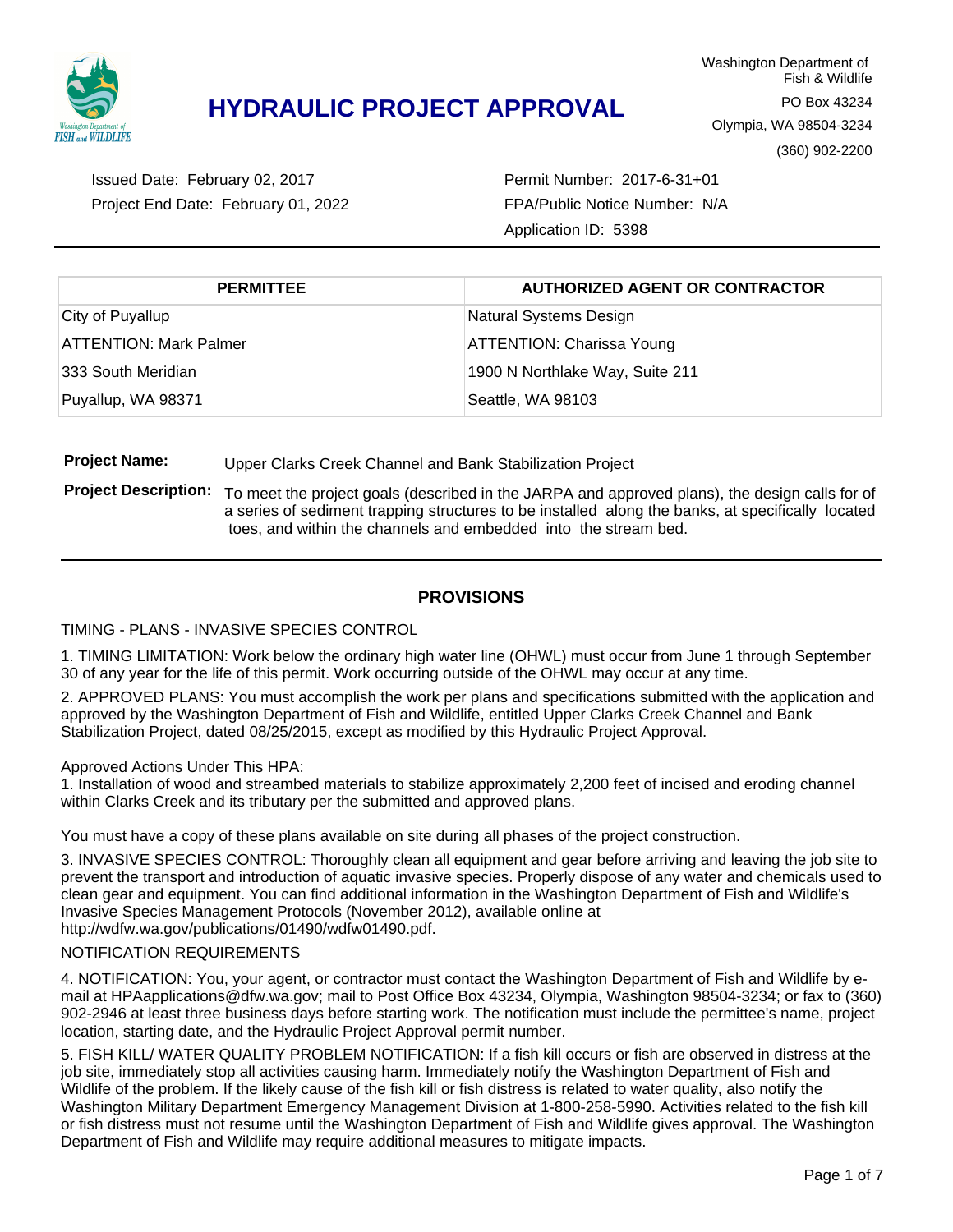Washington Department of Fish & Wildlife
PO Box 43234
Olympia, WA 98504-3234
(360) 902-2200

# HYDRAULIC PROJECT APPROVAL

Issued Date: February 02, 2017
Project End Date: February 01, 2022

Permit Number: 2017-6-31+01
FPA/Public Notice Number: N/A
Application ID: 5398

| PERMITTEE | AUTHORIZED AGENT OR CONTRACTOR |
| --- | --- |
| City of Puyallup | Natural Systems Design |
| ATTENTION: Mark Palmer | ATTENTION: Charissa Young |
| 333 South Meridian | 1900 N Northlake Way, Suite 211 |
| Puyallup, WA 98371 | Seattle, WA 98103 |

**Project Name:** Upper Clarks Creek Channel and Bank Stabilization Project

**Project Description:** To meet the project goals (described in the JARPA and approved plans), the design calls for of a series of sediment trapping structures to be installed along the banks, at specifically located toes, and within the channels and embedded into the stream bed.

## PROVISIONS

TIMING - PLANS - INVASIVE SPECIES CONTROL

1. TIMING LIMITATION: Work below the ordinary high water line (OHWL) must occur from June 1 through September 30 of any year for the life of this permit. Work occurring outside of the OHWL may occur at any time.

2. APPROVED PLANS: You must accomplish the work per plans and specifications submitted with the application and approved by the Washington Department of Fish and Wildlife, entitled Upper Clarks Creek Channel and Bank Stabilization Project, dated 08/25/2015, except as modified by this Hydraulic Project Approval.

Approved Actions Under This HPA:
1. Installation of wood and streambed materials to stabilize approximately 2,200 feet of incised and eroding channel within Clarks Creek and its tributary per the submitted and approved plans.

You must have a copy of these plans available on site during all phases of the project construction.

3. INVASIVE SPECIES CONTROL: Thoroughly clean all equipment and gear before arriving and leaving the job site to prevent the transport and introduction of aquatic invasive species. Properly dispose of any water and chemicals used to clean gear and equipment. You can find additional information in the Washington Department of Fish and Wildlife's Invasive Species Management Protocols (November 2012), available online at http://wdfw.wa.gov/publications/01490/wdfw01490.pdf.

NOTIFICATION REQUIREMENTS

4. NOTIFICATION: You, your agent, or contractor must contact the Washington Department of Fish and Wildlife by e-mail at HPAapplications@dfw.wa.gov; mail to Post Office Box 43234, Olympia, Washington 98504-3234; or fax to (360) 902-2946 at least three business days before starting work. The notification must include the permittee's name, project location, starting date, and the Hydraulic Project Approval permit number.

5. FISH KILL/ WATER QUALITY PROBLEM NOTIFICATION: If a fish kill occurs or fish are observed in distress at the job site, immediately stop all activities causing harm. Immediately notify the Washington Department of Fish and Wildlife of the problem. If the likely cause of the fish kill or fish distress is related to water quality, also notify the Washington Military Department Emergency Management Division at 1-800-258-5990. Activities related to the fish kill or fish distress must not resume until the Washington Department of Fish and Wildlife gives approval. The Washington Department of Fish and Wildlife may require additional measures to mitigate impacts.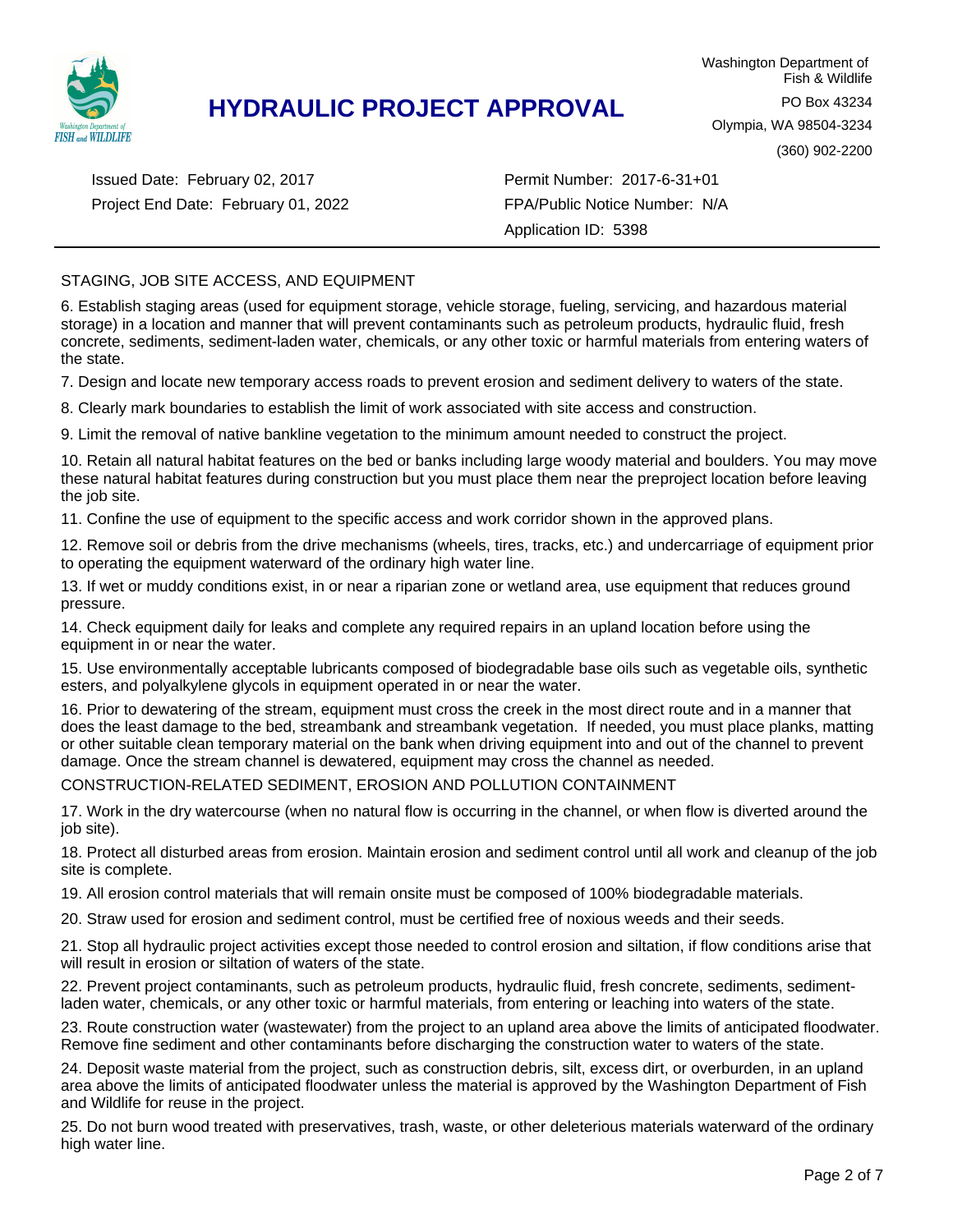# HYDRAULIC PROJECT APPROVAL

Washington Department of Fish & Wildlife
PO Box 43234
Olympia, WA 98504-3234
(360) 902-2200

Issued Date: February 02, 2017
Project End Date: February 01, 2022

Permit Number: 2017-6-31+01
FPA/Public Notice Number: N/A
Application ID: 5398

---

STAGING, JOB SITE ACCESS, AND EQUIPMENT

6. Establish staging areas (used for equipment storage, vehicle storage, fueling, servicing, and hazardous material storage) in a location and manner that will prevent contaminants such as petroleum products, hydraulic fluid, fresh concrete, sediments, sediment-laden water, chemicals, or any other toxic or harmful materials from entering waters of the state.

7. Design and locate new temporary access roads to prevent erosion and sediment delivery to waters of the state.

8. Clearly mark boundaries to establish the limit of work associated with site access and construction.

9. Limit the removal of native bankline vegetation to the minimum amount needed to construct the project.

10. Retain all natural habitat features on the bed or banks including large woody material and boulders. You may move these natural habitat features during construction but you must place them near the preproject location before leaving the job site.

11. Confine the use of equipment to the specific access and work corridor shown in the approved plans.

12. Remove soil or debris from the drive mechanisms (wheels, tires, tracks, etc.) and undercarriage of equipment prior to operating the equipment waterward of the ordinary high water line.

13. If wet or muddy conditions exist, in or near a riparian zone or wetland area, use equipment that reduces ground pressure.

14. Check equipment daily for leaks and complete any required repairs in an upland location before using the equipment in or near the water.

15. Use environmentally acceptable lubricants composed of biodegradable base oils such as vegetable oils, synthetic esters, and polyalkylene glycols in equipment operated in or near the water.

16. Prior to dewatering of the stream, equipment must cross the creek in the most direct route and in a manner that does the least damage to the bed, streambank and streambank vegetation. If needed, you must place planks, matting or other suitable clean temporary material on the bank when driving equipment into and out of the channel to prevent damage. Once the stream channel is dewatered, equipment may cross the channel as needed.

CONSTRUCTION-RELATED SEDIMENT, EROSION AND POLLUTION CONTAINMENT

17. Work in the dry watercourse (when no natural flow is occurring in the channel, or when flow is diverted around the job site).

18. Protect all disturbed areas from erosion. Maintain erosion and sediment control until all work and cleanup of the job site is complete.

19. All erosion control materials that will remain onsite must be composed of 100% biodegradable materials.

20. Straw used for erosion and sediment control, must be certified free of noxious weeds and their seeds.

21. Stop all hydraulic project activities except those needed to control erosion and siltation, if flow conditions arise that will result in erosion or siltation of waters of the state.

22. Prevent project contaminants, such as petroleum products, hydraulic fluid, fresh concrete, sediments, sediment-laden water, chemicals, or any other toxic or harmful materials, from entering or leaching into waters of the state.

23. Route construction water (wastewater) from the project to an upland area above the limits of anticipated floodwater. Remove fine sediment and other contaminants before discharging the construction water to waters of the state.

24. Deposit waste material from the project, such as construction debris, silt, excess dirt, or overburden, in an upland area above the limits of anticipated floodwater unless the material is approved by the Washington Department of Fish and Wildlife for reuse in the project.

25. Do not burn wood treated with preservatives, trash, waste, or other deleterious materials waterward of the ordinary high water line.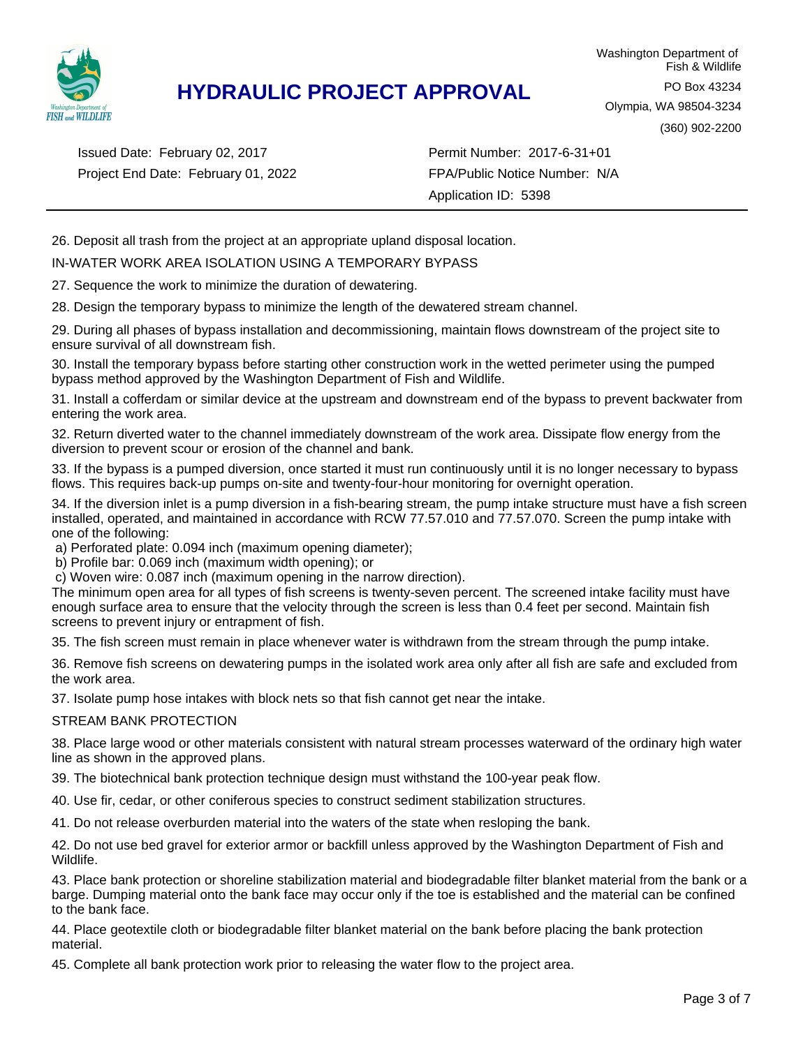26. Deposit all trash from the project at an appropriate upland disposal location.

IN-WATER WORK AREA ISOLATION USING A TEMPORARY BYPASS

27. Sequence the work to minimize the duration of dewatering.

28. Design the temporary bypass to minimize the length of the dewatered stream channel.

29. During all phases of bypass installation and decommissioning, maintain flows downstream of the project site to ensure survival of all downstream fish.

30. Install the temporary bypass before starting other construction work in the wetted perimeter using the pumped bypass method approved by the Washington Department of Fish and Wildlife.

31. Install a cofferdam or similar device at the upstream and downstream end of the bypass to prevent backwater from entering the work area.

32. Return diverted water to the channel immediately downstream of the work area. Dissipate flow energy from the diversion to prevent scour or erosion of the channel and bank.

33. If the bypass is a pumped diversion, once started it must run continuously until it is no longer necessary to bypass flows. This requires back-up pumps on-site and twenty-four-hour monitoring for overnight operation.

34. If the diversion inlet is a pump diversion in a fish-bearing stream, the pump intake structure must have a fish screen installed, operated, and maintained in accordance with RCW 77.57.010 and 77.57.070. Screen the pump intake with one of the following:
a) Perforated plate: 0.094 inch (maximum opening diameter);
b) Profile bar: 0.069 inch (maximum width opening); or
c) Woven wire: 0.087 inch (maximum opening in the narrow direction).
The minimum open area for all types of fish screens is twenty-seven percent. The screened intake facility must have enough surface area to ensure that the velocity through the screen is less than 0.4 feet per second. Maintain fish screens to prevent injury or entrapment of fish.

35. The fish screen must remain in place whenever water is withdrawn from the stream through the pump intake.

36. Remove fish screens on dewatering pumps in the isolated work area only after all fish are safe and excluded from the work area.

37. Isolate pump hose intakes with block nets so that fish cannot get near the intake.

STREAM BANK PROTECTION

38. Place large wood or other materials consistent with natural stream processes waterward of the ordinary high water line as shown in the approved plans.

39. The biotechnical bank protection technique design must withstand the 100-year peak flow.

40. Use fir, cedar, or other coniferous species to construct sediment stabilization structures.

41. Do not release overburden material into the waters of the state when resloping the bank.

42. Do not use bed gravel for exterior armor or backfill unless approved by the Washington Department of Fish and Wildlife.

43. Place bank protection or shoreline stabilization material and biodegradable filter blanket material from the bank or a barge. Dumping material onto the bank face may occur only if the toe is established and the material can be confined to the bank face.

44. Place geotextile cloth or biodegradable filter blanket material on the bank before placing the bank protection material.

45. Complete all bank protection work prior to releasing the water flow to the project area.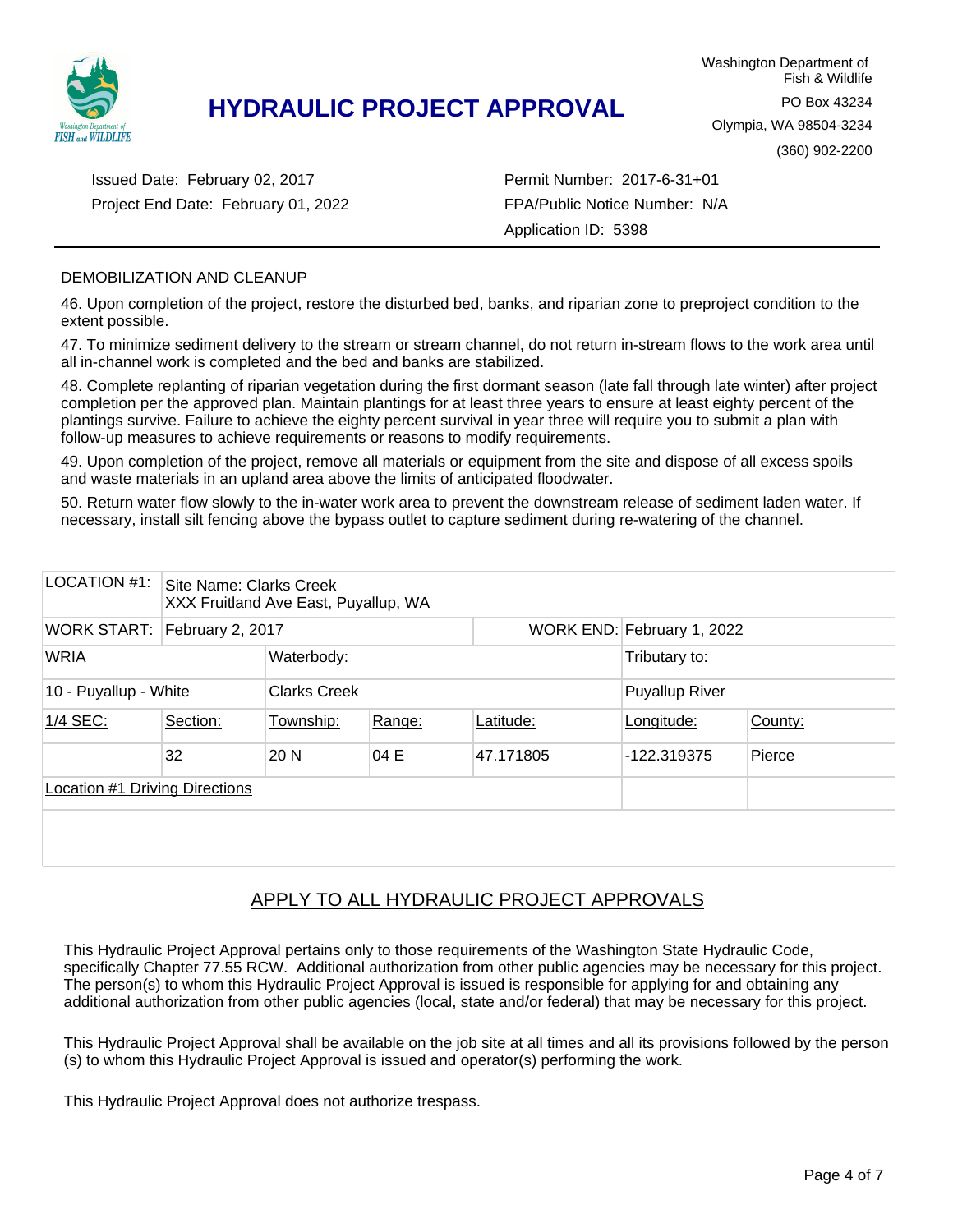HYDRAULIC PROJECT APPROVAL

Washington Department of Fish & Wildlife
PO Box 43234
Olympia, WA 98504-3234
(360) 902-2200

Issued Date: February 02, 2017
Project End Date: February 01, 2022

Permit Number: 2017-6-31+01
FPA/Public Notice Number: N/A
Application ID: 5398

DEMOBILIZATION AND CLEANUP

46. Upon completion of the project, restore the disturbed bed, banks, and riparian zone to preproject condition to the extent possible.

47. To minimize sediment delivery to the stream or stream channel, do not return in-stream flows to the work area until all in-channel work is completed and the bed and banks are stabilized.

48. Complete replanting of riparian vegetation during the first dormant season (late fall through late winter) after project completion per the approved plan. Maintain plantings for at least three years to ensure at least eighty percent of the plantings survive. Failure to achieve the eighty percent survival in year three will require you to submit a plan with follow-up measures to achieve requirements or reasons to modify requirements.

49. Upon completion of the project, remove all materials or equipment from the site and dispose of all excess spoils and waste materials in an upland area above the limits of anticipated floodwater.

50. Return water flow slowly to the in-water work area to prevent the downstream release of sediment laden water. If necessary, install silt fencing above the bypass outlet to capture sediment during re-watering of the channel.

| LOCATION #1: | Site Name: Clarks Creek<br>XXX Fruitland Ave East, Puyallup, WA | | | | | |
|---|---|---|---|---|---|---|
| WORK START: | February 2, 2017 | | | WORK END: | February 1, 2022 | |
| WRIA | | Waterbody: | | | Tributary to: | |
| 10 - Puyallup - White | | Clarks Creek | | | Puyallup River | |
| 1/4 SEC: | Section: | Township: | Range: | Latitude: | Longitude: | County: |
| | 32 | 20 N | 04 E | 47.171805 | -122.319375 | Pierce |
| Location #1 Driving Directions | | | | | | |

## APPLY TO ALL HYDRAULIC PROJECT APPROVALS

This Hydraulic Project Approval pertains only to those requirements of the Washington State Hydraulic Code, specifically Chapter 77.55 RCW. Additional authorization from other public agencies may be necessary for this project. The person(s) to whom this Hydraulic Project Approval is issued is responsible for applying for and obtaining any additional authorization from other public agencies (local, state and/or federal) that may be necessary for this project.

This Hydraulic Project Approval shall be available on the job site at all times and all its provisions followed by the person (s) to whom this Hydraulic Project Approval is issued and operator(s) performing the work.

This Hydraulic Project Approval does not authorize trespass.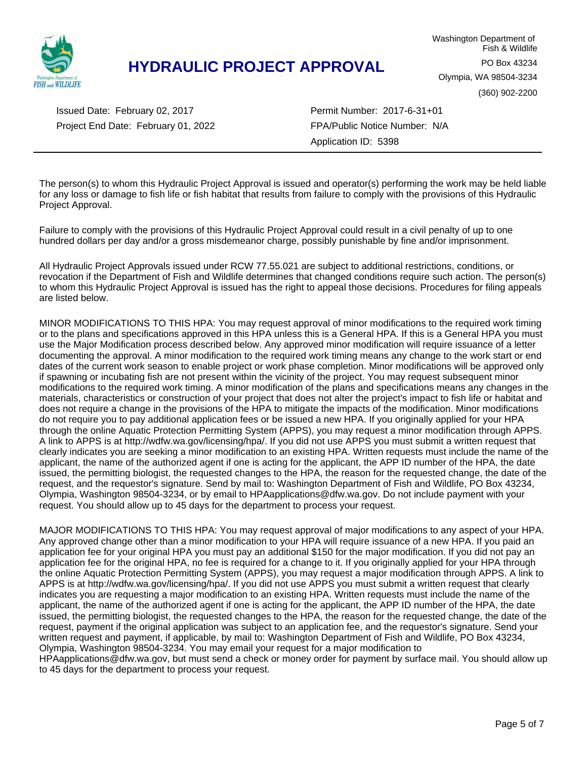# HYDRAULIC PROJECT APPROVAL

Washington Department of Fish & Wildlife
PO Box 43234
Olympia, WA 98504-3234
(360) 902-2200

Issued Date: February 02, 2017
Project End Date: February 01, 2022

Permit Number: 2017-6-31+01
FPA/Public Notice Number: N/A
Application ID: 5398

---

The person(s) to whom this Hydraulic Project Approval is issued and operator(s) performing the work may be held liable for any loss or damage to fish life or fish habitat that results from failure to comply with the provisions of this Hydraulic Project Approval.

Failure to comply with the provisions of this Hydraulic Project Approval could result in a civil penalty of up to one hundred dollars per day and/or a gross misdemeanor charge, possibly punishable by fine and/or imprisonment.

All Hydraulic Project Approvals issued under RCW 77.55.021 are subject to additional restrictions, conditions, or revocation if the Department of Fish and Wildlife determines that changed conditions require such action. The person(s) to whom this Hydraulic Project Approval is issued has the right to appeal those decisions. Procedures for filing appeals are listed below.

MINOR MODIFICATIONS TO THIS HPA: You may request approval of minor modifications to the required work timing or to the plans and specifications approved in this HPA unless this is a General HPA. If this is a General HPA you must use the Major Modification process described below. Any approved minor modification will require issuance of a letter documenting the approval. A minor modification to the required work timing means any change to the work start or end dates of the current work season to enable project or work phase completion. Minor modifications will be approved only if spawning or incubating fish are not present within the vicinity of the project. You may request subsequent minor modifications to the required work timing. A minor modification of the plans and specifications means any changes in the materials, characteristics or construction of your project that does not alter the project's impact to fish life or habitat and does not require a change in the provisions of the HPA to mitigate the impacts of the modification. Minor modifications do not require you to pay additional application fees or be issued a new HPA. If you originally applied for your HPA through the online Aquatic Protection Permitting System (APPS), you may request a minor modification through APPS. A link to APPS is at http://wdfw.wa.gov/licensing/hpa/. If you did not use APPS you must submit a written request that clearly indicates you are seeking a minor modification to an existing HPA. Written requests must include the name of the applicant, the name of the authorized agent if one is acting for the applicant, the APP ID number of the HPA, the date issued, the permitting biologist, the requested changes to the HPA, the reason for the requested change, the date of the request, and the requestor's signature. Send by mail to: Washington Department of Fish and Wildlife, PO Box 43234, Olympia, Washington 98504-3234, or by email to HPAapplications@dfw.wa.gov. Do not include payment with your request. You should allow up to 45 days for the department to process your request.

MAJOR MODIFICATIONS TO THIS HPA: You may request approval of major modifications to any aspect of your HPA. Any approved change other than a minor modification to your HPA will require issuance of a new HPA. If you paid an application fee for your original HPA you must pay an additional $150 for the major modification. If you did not pay an application fee for the original HPA, no fee is required for a change to it. If you originally applied for your HPA through the online Aquatic Protection Permitting System (APPS), you may request a major modification through APPS. A link to APPS is at http://wdfw.wa.gov/licensing/hpa/. If you did not use APPS you must submit a written request that clearly indicates you are requesting a major modification to an existing HPA. Written requests must include the name of the applicant, the name of the authorized agent if one is acting for the applicant, the APP ID number of the HPA, the date issued, the permitting biologist, the requested changes to the HPA, the reason for the requested change, the date of the request, payment if the original application was subject to an application fee, and the requestor's signature. Send your written request and payment, if applicable, by mail to: Washington Department of Fish and Wildlife, PO Box 43234, Olympia, Washington 98504-3234. You may email your request for a major modification to HPAapplications@dfw.wa.gov, but must send a check or money order for payment by surface mail. You should allow up to 45 days for the department to process your request.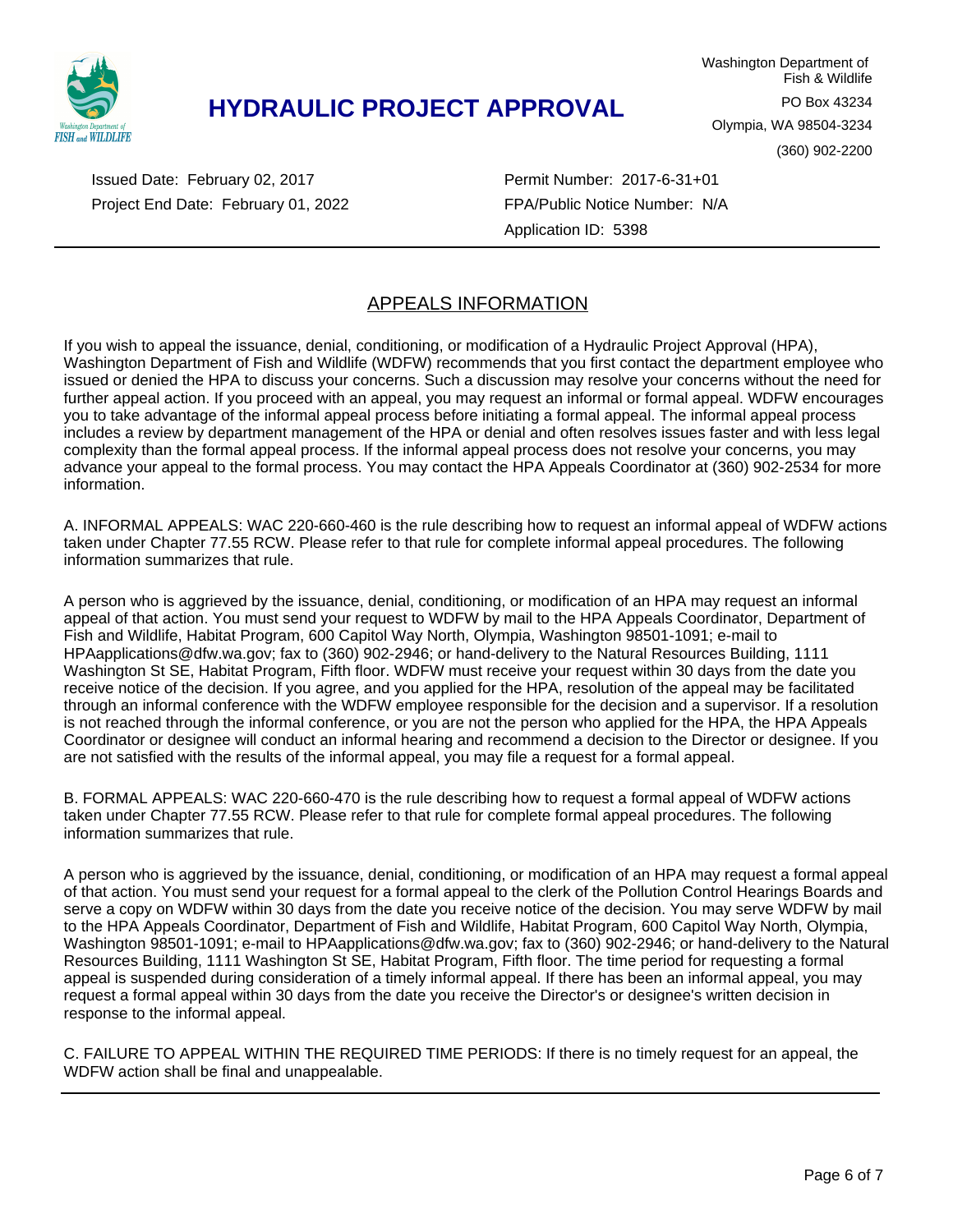# HYDRAULIC PROJECT APPROVAL

Washington Department of Fish & Wildlife
PO Box 43234
Olympia, WA 98504-3234
(360) 902-2200

Issued Date: February 02, 2017
Project End Date: February 01, 2022

Permit Number: 2017-6-31+01
FPA/Public Notice Number: N/A
Application ID: 5398

---

## APPEALS INFORMATION

If you wish to appeal the issuance, denial, conditioning, or modification of a Hydraulic Project Approval (HPA), Washington Department of Fish and Wildlife (WDFW) recommends that you first contact the department employee who issued or denied the HPA to discuss your concerns. Such a discussion may resolve your concerns without the need for further appeal action. If you proceed with an appeal, you may request an informal or formal appeal. WDFW encourages you to take advantage of the informal appeal process before initiating a formal appeal. The informal appeal process includes a review by department management of the HPA or denial and often resolves issues faster and with less legal complexity than the formal appeal process. If the informal appeal process does not resolve your concerns, you may advance your appeal to the formal process. You may contact the HPA Appeals Coordinator at (360) 902-2534 for more information.

A. INFORMAL APPEALS: WAC 220-660-460 is the rule describing how to request an informal appeal of WDFW actions taken under Chapter 77.55 RCW. Please refer to that rule for complete informal appeal procedures. The following information summarizes that rule.

A person who is aggrieved by the issuance, denial, conditioning, or modification of an HPA may request an informal appeal of that action. You must send your request to WDFW by mail to the HPA Appeals Coordinator, Department of Fish and Wildlife, Habitat Program, 600 Capitol Way North, Olympia, Washington 98501-1091; e-mail to HPAapplications@dfw.wa.gov; fax to (360) 902-2946; or hand-delivery to the Natural Resources Building, 1111 Washington St SE, Habitat Program, Fifth floor. WDFW must receive your request within 30 days from the date you receive notice of the decision. If you agree, and you applied for the HPA, resolution of the appeal may be facilitated through an informal conference with the WDFW employee responsible for the decision and a supervisor. If a resolution is not reached through the informal conference, or you are not the person who applied for the HPA, the HPA Appeals Coordinator or designee will conduct an informal hearing and recommend a decision to the Director or designee. If you are not satisfied with the results of the informal appeal, you may file a request for a formal appeal.

B. FORMAL APPEALS: WAC 220-660-470 is the rule describing how to request a formal appeal of WDFW actions taken under Chapter 77.55 RCW. Please refer to that rule for complete formal appeal procedures. The following information summarizes that rule.

A person who is aggrieved by the issuance, denial, conditioning, or modification of an HPA may request a formal appeal of that action. You must send your request for a formal appeal to the clerk of the Pollution Control Hearings Boards and serve a copy on WDFW within 30 days from the date you receive notice of the decision. You may serve WDFW by mail to the HPA Appeals Coordinator, Department of Fish and Wildlife, Habitat Program, 600 Capitol Way North, Olympia, Washington 98501-1091; e-mail to HPAapplications@dfw.wa.gov; fax to (360) 902-2946; or hand-delivery to the Natural Resources Building, 1111 Washington St SE, Habitat Program, Fifth floor. The time period for requesting a formal appeal is suspended during consideration of a timely informal appeal. If there has been an informal appeal, you may request a formal appeal within 30 days from the date you receive the Director's or designee's written decision in response to the informal appeal.

C. FAILURE TO APPEAL WITHIN THE REQUIRED TIME PERIODS: If there is no timely request for an appeal, the WDFW action shall be final and unappealable.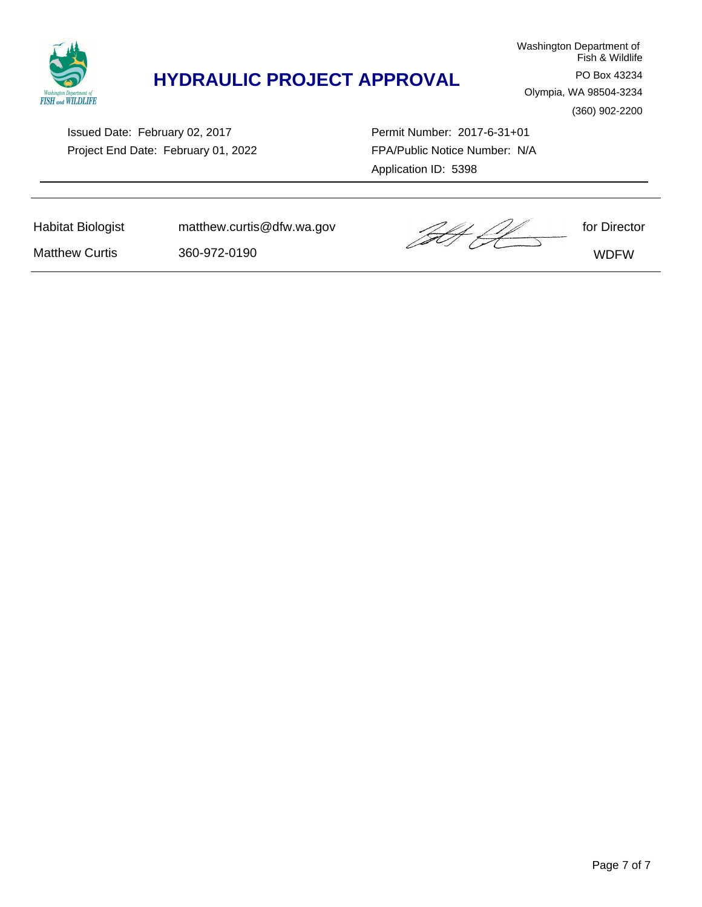# HYDRAULIC PROJECT APPROVAL

Washington Department of Fish & Wildlife
PO Box 43234
Olympia, WA 98504-3234
(360) 902-2200

Issued Date: February 02, 2017
Project End Date: February 01, 2022

Permit Number: 2017-6-31+01
FPA/Public Notice Number: N/A
Application ID: 5398

| | | | |
|---|---|---|---|
| Habitat Biologist | matthew.curtis@dfw.wa.gov | | for Director |
| Matthew Curtis | 360-972-0190 | | WDFW |